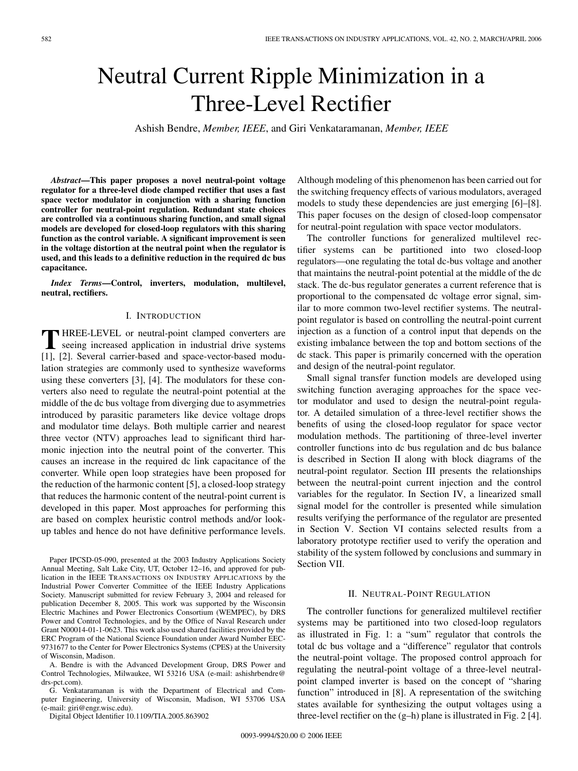# Neutral Current Ripple Minimization in a Three-Level Rectifier

Ashish Bendre, *Member, IEEE*, and Giri Venkataramanan, *Member, IEEE*

***Abstract*—This paper proposes a novel neutral-point voltage regulator for a three-level diode clamped rectifier that uses a fast space vector modulator in conjunction with a sharing function controller for neutral-point regulation. Redundant state choices are controlled via a continuous sharing function, and small signal models are developed for closed-loop regulators with this sharing function as the control variable. A significant improvement is seen in the voltage distortion at the neutral point when the regulator is used, and this leads to a definitive reduction in the required dc bus capacitance.**

***Index Terms*—Control, inverters, modulation, multilevel, neutral, rectifiers.**

## I. Introduction

THREE-LEVEL or neutral-point clamped converters are seeing increased application in industrial drive systems [1], [2]. Several carrier-based and space-vector-based modulation strategies are commonly used to synthesize waveforms using these converters [3], [4]. The modulators for these converters also need to regulate the neutral-point potential at the middle of the dc bus voltage from diverging due to asymmetries introduced by parasitic parameters like device voltage drops and modulator time delays. Both multiple carrier and nearest three vector (NTV) approaches lead to significant third harmonic injection into the neutral point of the converter. This causes an increase in the required dc link capacitance of the converter. While open loop strategies have been proposed for the reduction of the harmonic content [5], a closed-loop strategy that reduces the harmonic content of the neutral-point current is developed in this paper. Most approaches for performing this are based on complex heuristic control methods and/or look-up tables and hence do not have definitive performance levels. Although modeling of this phenomenon has been carried out for the switching frequency effects of various modulators, averaged models to study these dependencies are just emerging [6]–[8]. This paper focuses on the design of closed-loop compensator for neutral-point regulation with space vector modulators.

The controller functions for generalized multilevel rectifier systems can be partitioned into two closed-loop regulators—one regulating the total dc-bus voltage and another that maintains the neutral-point potential at the middle of the dc stack. The dc-bus regulator generates a current reference that is proportional to the compensated dc voltage error signal, similar to more common two-level rectifier systems. The neutral-point regulator is based on controlling the neutral-point current injection as a function of a control input that depends on the existing imbalance between the top and bottom sections of the dc stack. This paper is primarily concerned with the operation and design of the neutral-point regulator.

Small signal transfer function models are developed using switching function averaging approaches for the space vector modulator and used to design the neutral-point regulator. A detailed simulation of a three-level rectifier shows the benefits of using the closed-loop regulator for space vector modulation methods. The partitioning of three-level inverter controller functions into dc bus regulation and dc bus balance is described in Section II along with block diagrams of the neutral-point regulator. Section III presents the relationships between the neutral-point current injection and the control variables for the regulator. In Section IV, a linearized small signal model for the controller is presented while simulation results verifying the performance of the regulator are presented in Section V. Section VI contains selected results from a laboratory prototype rectifier used to verify the operation and stability of the system followed by conclusions and summary in Section VII.

Paper IPCSD-05-090, presented at the 2003 Industry Applications Society Annual Meeting, Salt Lake City, UT, October 12–16, and approved for publication in the IEEE Transactions on Industry Applications by the Industrial Power Converter Committee of the IEEE Industry Applications Society. Manuscript submitted for review February 3, 2004 and released for publication December 8, 2005. This work was supported by the Wisconsin Electric Machines and Power Electronics Consortium (WEMPEC), by DRS Power and Control Technologies, and by the Office of Naval Research under Grant N00014-01-1-0623. This work also used shared facilities provided by the ERC Program of the National Science Foundation under Award Number EEC-9731677 to the Center for Power Electronics Systems (CPES) at the University of Wisconsin, Madison.

A. Bendre is with the Advanced Development Group, DRS Power and Control Technologies, Milwaukee, WI 53216 USA (e-mail: ashishrbendre@drs-pct.com).

G. Venkataramanan is with the Department of Electrical and Computer Engineering, University of Wisconsin, Madison, WI 53706 USA (e-mail: giri@engr.wisc.edu).

Digital Object Identifier 10.1109/TIA.2005.863902

## II. Neutral-Point Regulation

The controller functions for generalized multilevel rectifier systems may be partitioned into two closed-loop regulators as illustrated in Fig. 1: a "sum" regulator that controls the total dc bus voltage and a "difference" regulator that controls the neutral-point voltage. The proposed control approach for regulating the neutral-point voltage of a three-level neutral-point clamped inverter is based on the concept of "sharing function" introduced in [8]. A representation of the switching states available for synthesizing the output voltages using a three-level rectifier on the (g–h) plane is illustrated in Fig. 2 [4].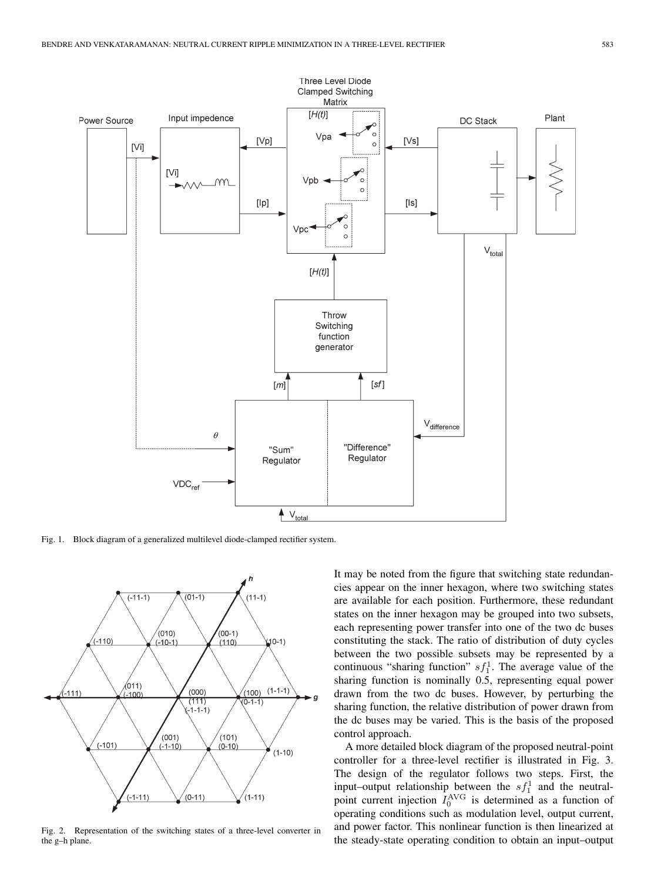Fig. 1. Block diagram of a generalized multilevel diode-clamped rectifier system.

Fig. 2. Representation of the switching states of a three-level converter in the g–h plane.

It may be noted from the figure that switching state redundancies appear on the inner hexagon, where two switching states are available for each position. Furthermore, these redundant states on the inner hexagon may be grouped into two subsets, each representing power transfer into one of the two dc buses constituting the stack. The ratio of distribution of duty cycles between the two possible subsets may be represented by a continuous "sharing function" $sf_1^1$. The average value of the sharing function is nominally 0.5, representing equal power drawn from the two dc buses. However, by perturbing the sharing function, the relative distribution of power drawn from the dc buses may be varied. This is the basis of the proposed control approach.

A more detailed block diagram of the proposed neutral-point controller for a three-level rectifier is illustrated in Fig. 3. The design of the regulator follows two steps. First, the input–output relationship between the $sf_1^1$ and the neutral-point current injection $I_0^{\mathrm{AVG}}$ is determined as a function of operating conditions such as modulation level, output current, and power factor. This nonlinear function is then linearized at the steady-state operating condition to obtain an input–output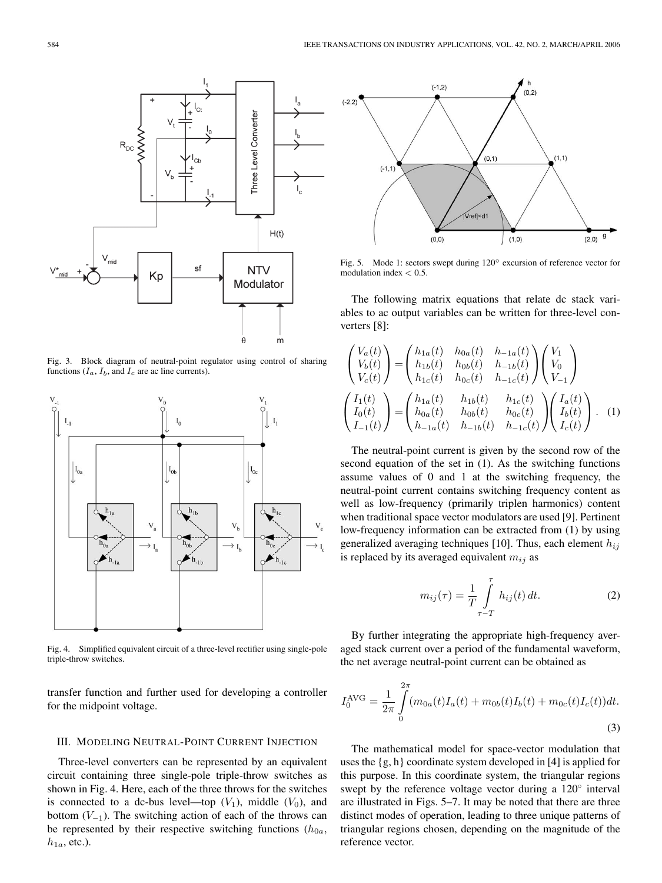Fig. 3. Block diagram of neutral-point regulator using control of sharing functions ($I_a$, $I_b$, and $I_c$ are ac line currents).

Fig. 4. Simplified equivalent circuit of a three-level rectifier using single-pole triple-throw switches.

transfer function and further used for developing a controller for the midpoint voltage.

## III. Modeling Neutral-Point Current Injection

Three-level converters can be represented by an equivalent circuit containing three single-pole triple-throw switches as shown in Fig. 4. Here, each of the three throws for the switches is connected to a dc-bus level—top ($V_1$), middle ($V_0$), and bottom ($V_{-1}$). The switching action of each of the throws can be represented by their respective switching functions ($h_{0a}$, $h_{1a}$, etc.).

Fig. 5. Mode 1: sectors swept during 120° excursion of reference vector for modulation index $< 0.5$.

The following matrix equations that relate dc stack variables to ac output variables can be written for three-level converters [8]:

$$\begin{pmatrix} V_a(t) \\ V_b(t) \\ V_c(t) \end{pmatrix} = \begin{pmatrix} h_{1a}(t) & h_{0a}(t) & h_{-1a}(t) \\ h_{1b}(t) & h_{0b}(t) & h_{-1b}(t) \\ h_{1c}(t) & h_{0c}(t) & h_{-1c}(t) \end{pmatrix} \begin{pmatrix} V_1 \\ V_0 \\ V_{-1} \end{pmatrix}$$

$$\begin{pmatrix} I_1(t) \\ I_0(t) \\ I_{-1}(t) \end{pmatrix} = \begin{pmatrix} h_{1a}(t) & h_{1b}(t) & h_{1c}(t) \\ h_{0a}(t) & h_{0b}(t) & h_{0c}(t) \\ h_{-1a}(t) & h_{-1b}(t) & h_{-1c}(t) \end{pmatrix} \begin{pmatrix} I_a(t) \\ I_b(t) \\ I_c(t) \end{pmatrix}. \quad (1)$$

The neutral-point current is given by the second row of the second equation of the set in (1). As the switching functions assume values of 0 and 1 at the switching frequency, the neutral-point current contains switching frequency content as well as low-frequency (primarily triplen harmonics) content when traditional space vector modulators are used [9]. Pertinent low-frequency information can be extracted from (1) by using generalized averaging techniques [10]. Thus, each element $h_{ij}$ is replaced by its averaged equivalent $m_{ij}$ as

$$m_{ij}(\tau) = \frac{1}{T} \int_{\tau - T}^{\tau} h_{ij}(t)\, dt. \quad (2)$$

By further integrating the appropriate high-frequency averaged stack current over a period of the fundamental waveform, the net average neutral-point current can be obtained as

$$I_0^{\text{AVG}} = \frac{1}{2\pi} \int_0^{2\pi} (m_{0a}(t)I_a(t) + m_{0b}(t)I_b(t) + m_{0c}(t)I_c(t))dt. \quad (3)$$

The mathematical model for space-vector modulation that uses the {g, h} coordinate system developed in [4] is applied for this purpose. In this coordinate system, the triangular regions swept by the reference voltage vector during a 120° interval are illustrated in Figs. 5–7. It may be noted that there are three distinct modes of operation, leading to three unique patterns of triangular regions chosen, depending on the magnitude of the reference vector.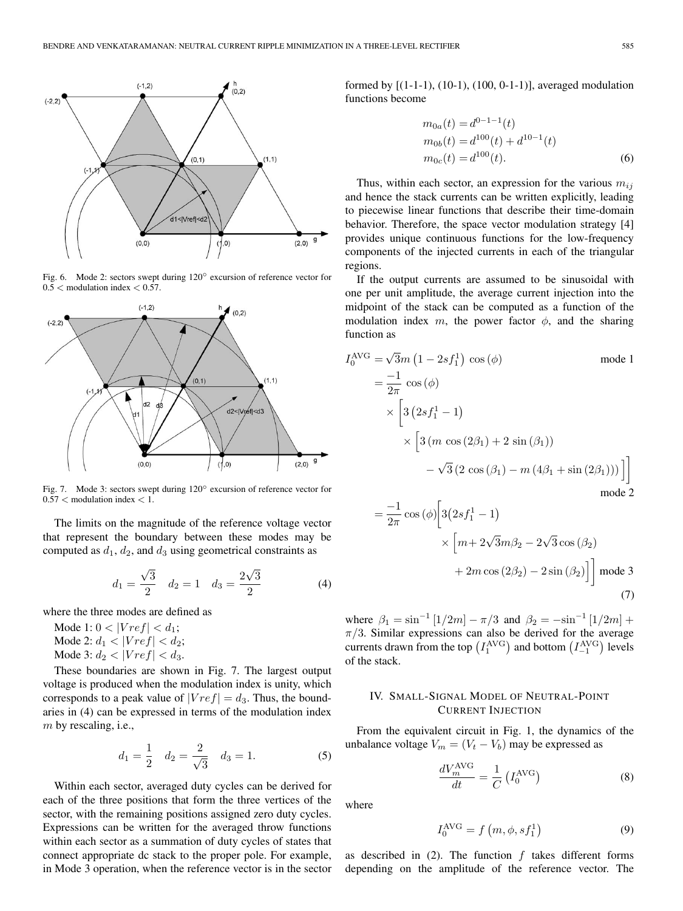Fig. 6. Mode 2: sectors swept during 120° excursion of reference vector for $0.5 <$ modulation index $< 0.57$.

Fig. 7. Mode 3: sectors swept during 120° excursion of reference vector for $0.57 <$ modulation index $< 1$.

The limits on the magnitude of the reference voltage vector that represent the boundary between these modes may be computed as $d_1$, $d_2$, and $d_3$ using geometrical constraints as

$$d_1 = \frac{\sqrt{3}}{2} \quad d_2 = 1 \quad d_3 = \frac{2\sqrt{3}}{2} \tag{4}$$

where the three modes are defined as

Mode 1: $0 < |Vref| < d_1$;
Mode 2: $d_1 < |Vref| < d_2$;
Mode 3: $d_2 < |Vref| < d_3$.

These boundaries are shown in Fig. 7. The largest output voltage is produced when the modulation index is unity, which corresponds to a peak value of $|Vref| = d_3$. Thus, the boundaries in (4) can be expressed in terms of the modulation index $m$ by rescaling, i.e.,

$$d_1 = \frac{1}{2} \quad d_2 = \frac{2}{\sqrt{3}} \quad d_3 = 1. \tag{5}$$

Within each sector, averaged duty cycles can be derived for each of the three positions that form the three vertices of the sector, with the remaining positions assigned zero duty cycles. Expressions can be written for the averaged throw functions within each sector as a summation of duty cycles of states that connect appropriate dc stack to the proper pole. For example, in Mode 3 operation, when the reference vector is in the sector formed by [(1-1-1), (10-1), (100, 0-1-1)], averaged modulation functions become

$$\begin{aligned} m_{0a}(t) &= d^{0-1-1}(t) \\ m_{0b}(t) &= d^{100}(t) + d^{10-1}(t) \\ m_{0c}(t) &= d^{100}(t). \end{aligned} \tag{6}$$

Thus, within each sector, an expression for the various $m_{ij}$ and hence the stack currents can be written explicitly, leading to piecewise linear functions that describe their time-domain behavior. Therefore, the space vector modulation strategy [4] provides unique continuous functions for the low-frequency components of the injected currents in each of the triangular regions.

If the output currents are assumed to be sinusoidal with one per unit amplitude, the average current injection into the midpoint of the stack can be computed as a function of the modulation index $m$, the power factor $\phi$, and the sharing function as

$$\begin{aligned} I_0^{\text{AVG}} &= \sqrt{3}m\left(1 - 2sf_1^1\right)\cos(\phi) \qquad \text{mode 1} \\ &= \frac{-1}{2\pi}\cos(\phi) \\ &\quad \times \left[3\left(2sf_1^1 - 1\right)\right. \\ &\quad \times \left[3\left(m\cos(2\beta_1) + 2\sin(\beta_1)\right)\right. \\ &\quad \left.\left. - \sqrt{3}\left(2\cos(\beta_1) - m\left(4\beta_1 + \sin(2\beta_1)\right)\right)\right]\right] \qquad \text{mode 2} \\ &= \frac{-1}{2\pi}\cos(\phi)\left[3\left(2sf_1^1 - 1\right)\right. \\ &\quad \times \left[m + 2\sqrt{3}m\beta_2 - 2\sqrt{3}\cos(\beta_2)\right. \\ &\quad \left.\left. + 2m\cos(2\beta_2) - 2\sin(\beta_2)\right]\right] \qquad \text{mode 3} \end{aligned} \tag{7}$$

where $\beta_1 = \sin^{-1}[1/2m] - \pi/3$ and $\beta_2 = -\sin^{-1}[1/2m] + \pi/3$. Similar expressions can also be derived for the average currents drawn from the top $\left(I_1^{\text{AVG}}\right)$ and bottom $\left(I_{-1}^{\text{AVG}}\right)$ levels of the stack.

## IV. Small-Signal Model of Neutral-Point Current Injection

From the equivalent circuit in Fig. 1, the dynamics of the unbalance voltage $V_m = (V_t - V_b)$ may be expressed as

$$\frac{dV_m^{\text{AVG}}}{dt} = \frac{1}{C}\left(I_0^{\text{AVG}}\right) \tag{8}$$

where

$$I_0^{\text{AVG}} = f\left(m, \phi, sf_1^1\right) \tag{9}$$

as described in (2). The function $f$ takes different forms depending on the amplitude of the reference vector. The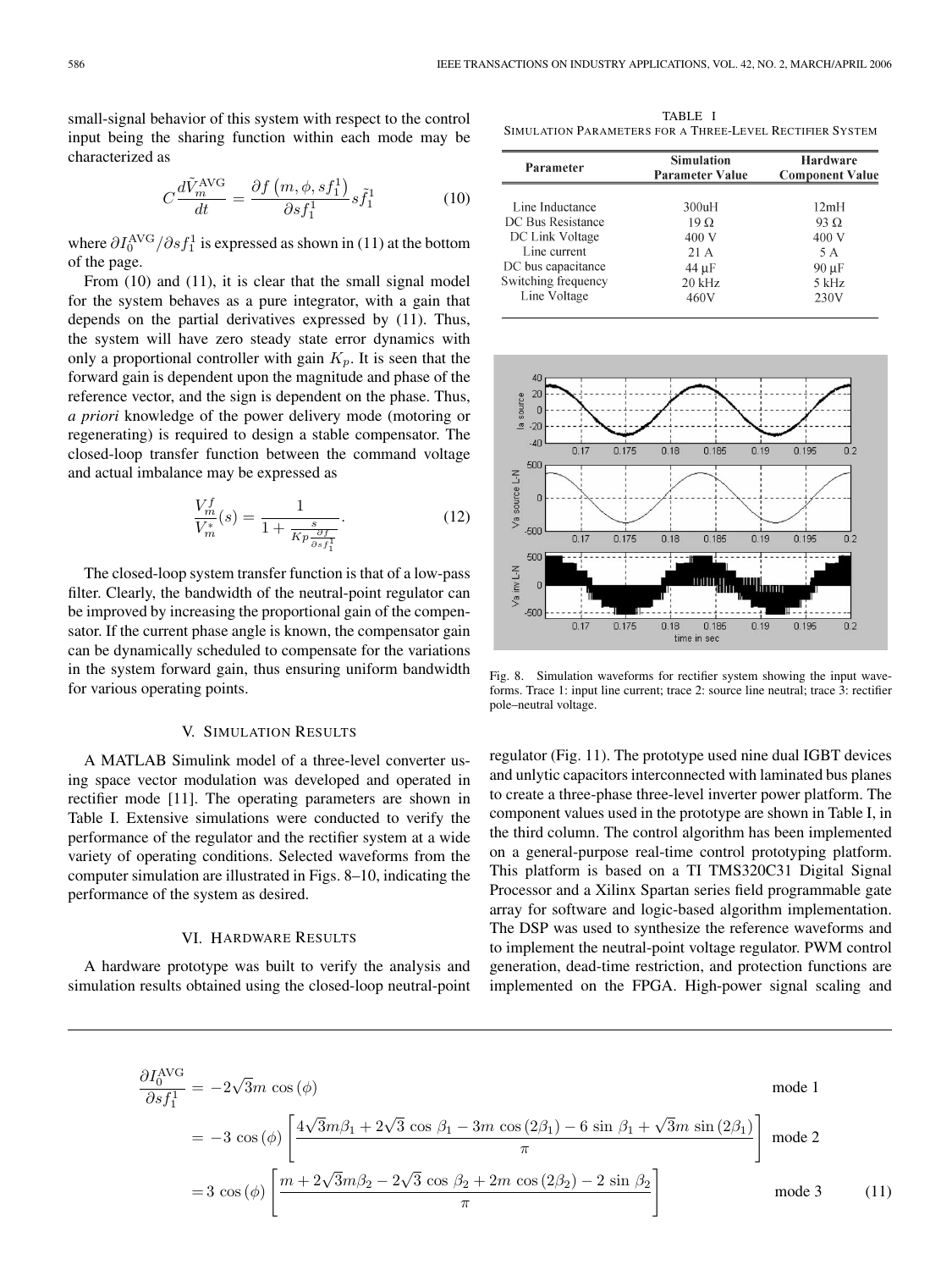small-signal behavior of this system with respect to the control input being the sharing function within each mode may be characterized as

$$C\frac{d\tilde{V}_m^{\mathrm{AVG}}}{dt} = \frac{\partial f\left(m, \phi, sf_1^1\right)}{\partial sf_1^1} s\tilde{f}_1^1 \tag{10}$$

where $\partial I_0^{\mathrm{AVG}}/\partial sf_1^1$ is expressed as shown in (11) at the bottom of the page.

From (10) and (11), it is clear that the small signal model for the system behaves as a pure integrator, with a gain that depends on the partial derivatives expressed by (11). Thus, the system will have zero steady state error dynamics with only a proportional controller with gain $K_p$. It is seen that the forward gain is dependent upon the magnitude and phase of the reference vector, and the sign is dependent on the phase. Thus, *a priori* knowledge of the power delivery mode (motoring or regenerating) is required to design a stable compensator. The closed-loop transfer function between the command voltage and actual imbalance may be expressed as

$$\frac{V_m^f}{V_m^*}(s) = \frac{1}{1 + \frac{s}{Kp\frac{\partial f}{\partial sf_1^1}}}. \tag{12}$$

The closed-loop system transfer function is that of a low-pass filter. Clearly, the bandwidth of the neutral-point regulator can be improved by increasing the proportional gain of the compensator. If the current phase angle is known, the compensator gain can be dynamically scheduled to compensate for the variations in the system forward gain, thus ensuring uniform bandwidth for various operating points.

## V. Simulation Results

A MATLAB Simulink model of a three-level converter using space vector modulation was developed and operated in rectifier mode [11]. The operating parameters are shown in Table I. Extensive simulations were conducted to verify the performance of the regulator and the rectifier system at a wide variety of operating conditions. Selected waveforms from the computer simulation are illustrated in Figs. 8–10, indicating the performance of the system as desired.

## VI. Hardware Results

A hardware prototype was built to verify the analysis and simulation results obtained using the closed-loop neutral-point regulator (Fig. 11). The prototype used nine dual IGBT devices and unlytic capacitors interconnected with laminated bus planes to create a three-phase three-level inverter power platform. The component values used in the prototype are shown in Table I, in the third column. The control algorithm has been implemented on a general-purpose real-time control prototyping platform. This platform is based on a TI TMS320C31 Digital Signal Processor and a Xilinx Spartan series field programmable gate array for software and logic-based algorithm implementation. The DSP was used to synthesize the reference waveforms and to implement the neutral-point voltage regulator. PWM control generation, dead-time restriction, and protection functions are implemented on the FPGA. High-power signal scaling and

TABLE I
Simulation Parameters for a Three-Level Rectifier System

| Parameter | Simulation Parameter Value | Hardware Component Value |
|---|---|---|
| Line Inductance | 300uH | 12mH |
| DC Bus Resistance | 19 Ω | 93 Ω |
| DC Link Voltage | 400 V | 400 V |
| Line current | 21 A | 5 A |
| DC bus capacitance | 44 μF | 90 μF |
| Switching frequency | 20 kHz | 5 kHz |
| Line Voltage | 460V | 230V |

Fig. 8. Simulation waveforms for rectifier system showing the input waveforms. Trace 1: input line current; trace 2: source line neutral; trace 3: rectifier pole–neutral voltage.

$$\begin{aligned}
\frac{\partial I_0^{\mathrm{AVG}}}{\partial sf_1^1} &= -2\sqrt{3}m\cos(\phi) && \text{mode 1}\\
&= -3\cos(\phi)\left[\frac{4\sqrt{3}m\beta_1 + 2\sqrt{3}\cos\beta_1 - 3m\cos(2\beta_1) - 6\sin\beta_1 + \sqrt{3}m\sin(2\beta_1)}{\pi}\right] && \text{mode 2}\\
&= 3\cos(\phi)\left[\frac{m + 2\sqrt{3}m\beta_2 - 2\sqrt{3}\cos\beta_2 + 2m\cos(2\beta_2) - 2\sin\beta_2}{\pi}\right] && \text{mode 3}
\end{aligned} \tag{11}$$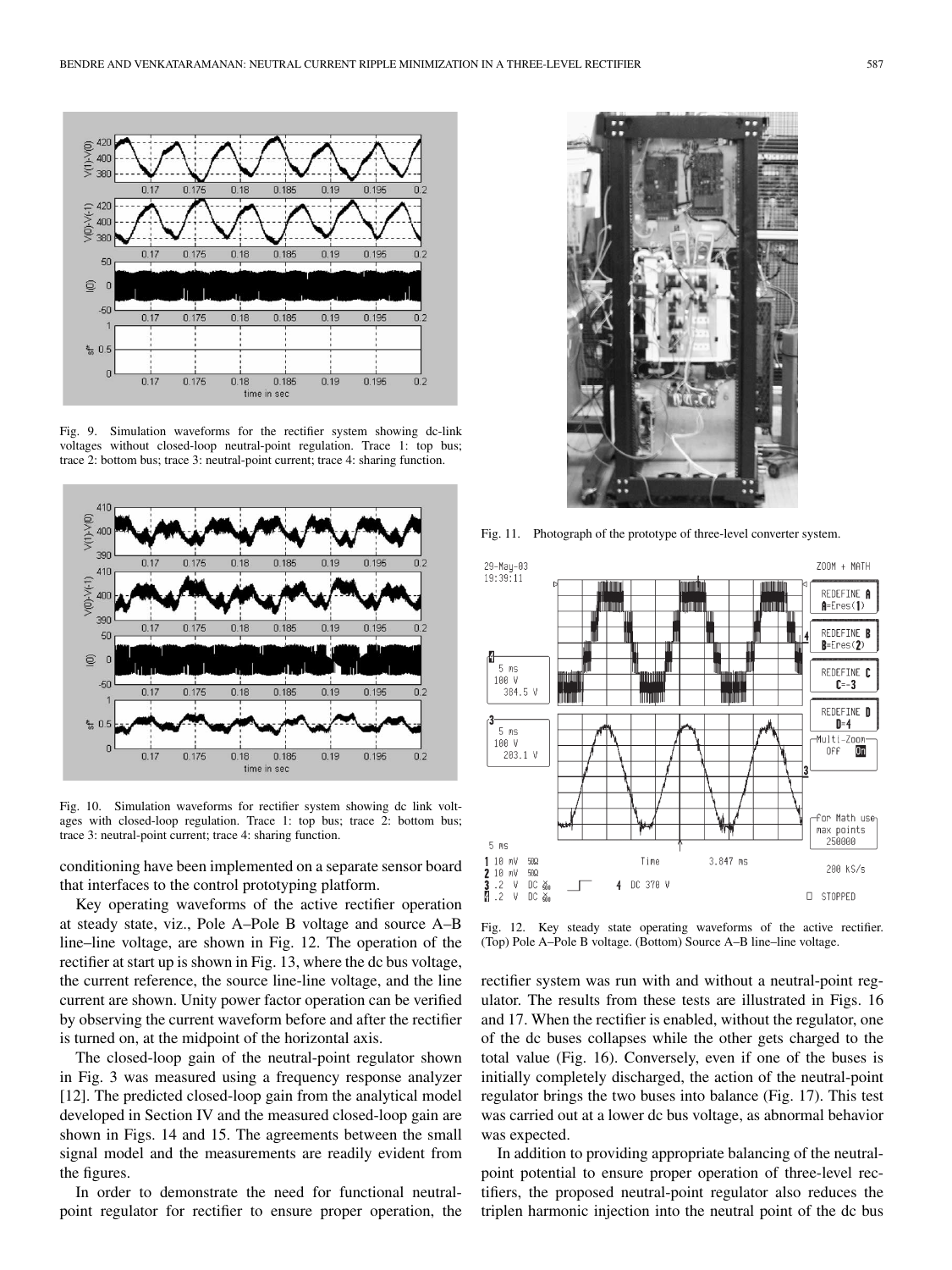Fig. 9. Simulation waveforms for the rectifier system showing dc-link voltages without closed-loop neutral-point regulation. Trace 1: top bus; trace 2: bottom bus; trace 3: neutral-point current; trace 4: sharing function.

Fig. 10. Simulation waveforms for rectifier system showing dc link voltages with closed-loop regulation. Trace 1: top bus; trace 2: bottom bus; trace 3: neutral-point current; trace 4: sharing function.

conditioning have been implemented on a separate sensor board that interfaces to the control prototyping platform.

Key operating waveforms of the active rectifier operation at steady state, viz., Pole A–Pole B voltage and source A–B line–line voltage, are shown in Fig. 12. The operation of the rectifier at start up is shown in Fig. 13, where the dc bus voltage, the current reference, the source line-line voltage, and the line current are shown. Unity power factor operation can be verified by observing the current waveform before and after the rectifier is turned on, at the midpoint of the horizontal axis.

The closed-loop gain of the neutral-point regulator shown in Fig. 3 was measured using a frequency response analyzer [12]. The predicted closed-loop gain from the analytical model developed in Section IV and the measured closed-loop gain are shown in Figs. 14 and 15. The agreements between the small signal model and the measurements are readily evident from the figures.

In order to demonstrate the need for functional neutral-point regulator for rectifier to ensure proper operation, the rectifier system was run with and without a neutral-point regulator. The results from these tests are illustrated in Figs. 16 and 17. When the rectifier is enabled, without the regulator, one of the dc buses collapses while the other gets charged to the total value (Fig. 16). Conversely, even if one of the buses is initially completely discharged, the action of the neutral-point regulator brings the two buses into balance (Fig. 17). This test was carried out at a lower dc bus voltage, as abnormal behavior was expected.

In addition to providing appropriate balancing of the neutral-point potential to ensure proper operation of three-level rectifiers, the proposed neutral-point regulator also reduces the triplen harmonic injection into the neutral point of the dc bus

Fig. 11. Photograph of the prototype of three-level converter system.

Fig. 12. Key steady state operating waveforms of the active rectifier. (Top) Pole A–Pole B voltage. (Bottom) Source A–B line–line voltage.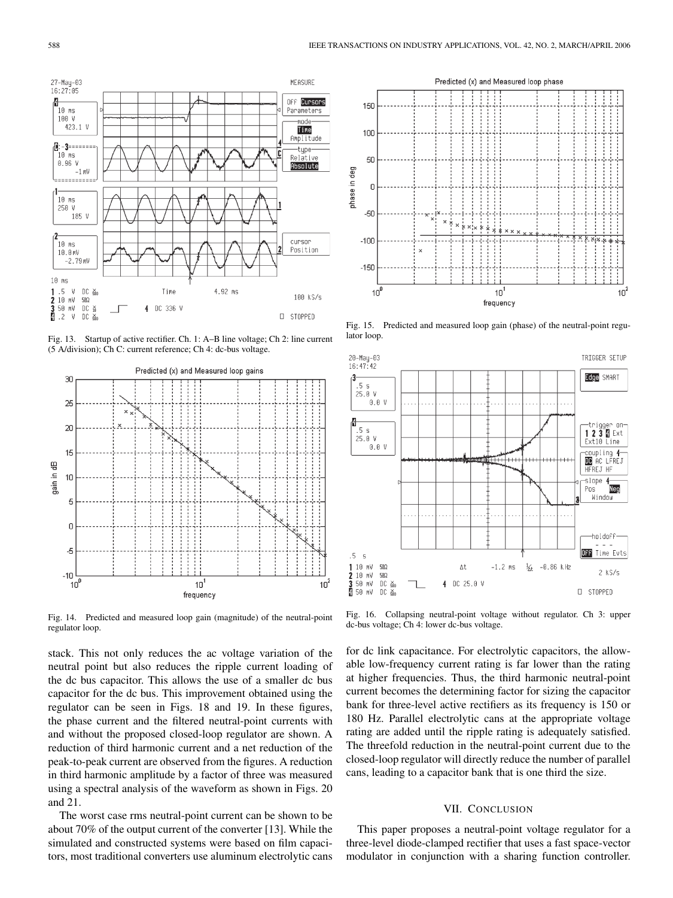Fig. 13. Startup of active rectifier. Ch. 1: A–B line voltage; Ch 2: line current (5 A/division); Ch C: current reference; Ch 4: dc-bus voltage.

Fig. 14. Predicted and measured loop gain (magnitude) of the neutral-point regulator loop.

Fig. 15. Predicted and measured loop gain (phase) of the neutral-point regulator loop.

Fig. 16. Collapsing neutral-point voltage without regulator. Ch 3: upper dc-bus voltage; Ch 4: lower dc-bus voltage.

stack. This not only reduces the ac voltage variation of the neutral point but also reduces the ripple current loading of the dc bus capacitor. This allows the use of a smaller dc bus capacitor for the dc bus. This improvement obtained using the regulator can be seen in Figs. 18 and 19. In these figures, the phase current and the filtered neutral-point currents with and without the proposed closed-loop regulator are shown. A reduction of third harmonic current and a net reduction of the peak-to-peak current are observed from the figures. A reduction in third harmonic amplitude by a factor of three was measured using a spectral analysis of the waveform as shown in Figs. 20 and 21.

The worst case rms neutral-point current can be shown to be about 70% of the output current of the converter [13]. While the simulated and constructed systems were based on film capacitors, most traditional converters use aluminum electrolytic cans for dc link capacitance. For electrolytic capacitors, the allowable low-frequency current rating is far lower than the rating at higher frequencies. Thus, the third harmonic neutral-point current becomes the determining factor for sizing the capacitor bank for three-level active rectifiers as its frequency is 150 or 180 Hz. Parallel electrolytic cans at the appropriate voltage rating are added until the ripple rating is adequately satisfied. The threefold reduction in the neutral-point current due to the closed-loop regulator will directly reduce the number of parallel cans, leading to a capacitor bank that is one third the size.

## VII. Conclusion

This paper proposes a neutral-point voltage regulator for a three-level diode-clamped rectifier that uses a fast space-vector modulator in conjunction with a sharing function controller.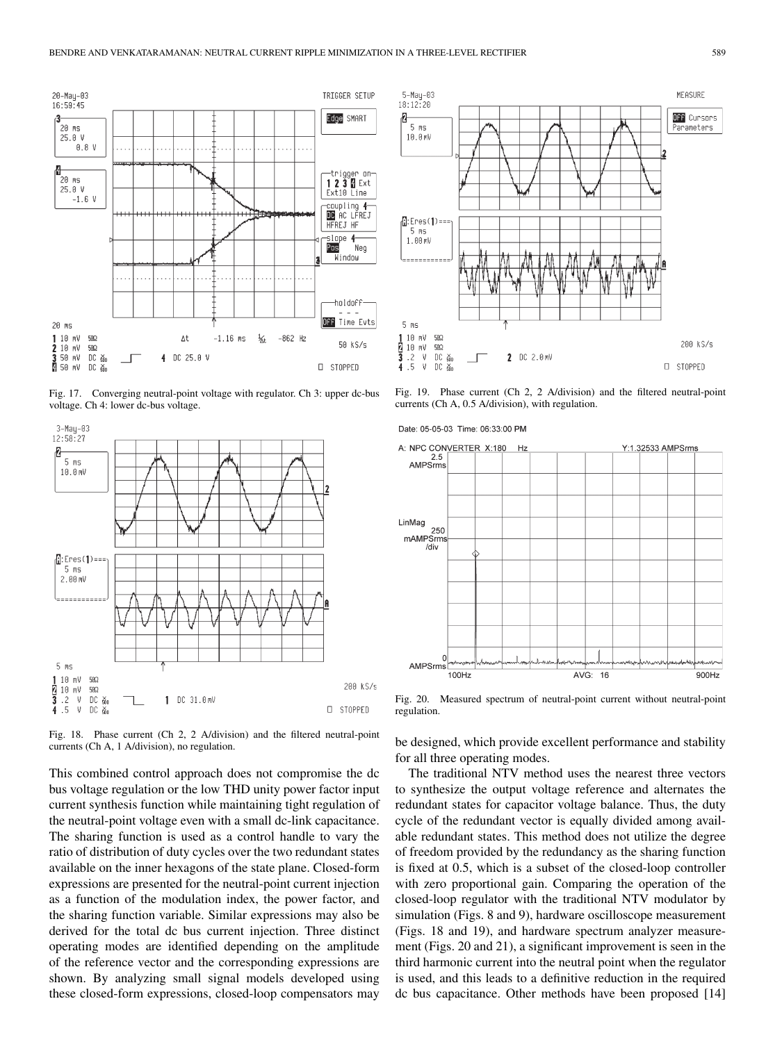Fig. 17. Converging neutral-point voltage with regulator. Ch 3: upper dc-bus voltage. Ch 4: lower dc-bus voltage.

Fig. 18. Phase current (Ch 2, 2 A/division) and the filtered neutral-point currents (Ch A, 1 A/division), no regulation.

Fig. 19. Phase current (Ch 2, 2 A/division) and the filtered neutral-point currents (Ch A, 0.5 A/division), with regulation.

Fig. 20. Measured spectrum of neutral-point current without neutral-point regulation.

This combined control approach does not compromise the dc bus voltage regulation or the low THD unity power factor input current synthesis function while maintaining tight regulation of the neutral-point voltage even with a small dc-link capacitance. The sharing function is used as a control handle to vary the ratio of distribution of duty cycles over the two redundant states available on the inner hexagons of the state plane. Closed-form expressions are presented for the neutral-point current injection as a function of the modulation index, the power factor, and the sharing function variable. Similar expressions may also be derived for the total dc bus current injection. Three distinct operating modes are identified depending on the amplitude of the reference vector and the corresponding expressions are shown. By analyzing small signal models developed using these closed-form expressions, closed-loop compensators may be designed, which provide excellent performance and stability for all three operating modes.

The traditional NTV method uses the nearest three vectors to synthesize the output voltage reference and alternates the redundant states for capacitor voltage balance. Thus, the duty cycle of the redundant vector is equally divided among available redundant states. This method does not utilize the degree of freedom provided by the redundancy as the sharing function is fixed at 0.5, which is a subset of the closed-loop controller with zero proportional gain. Comparing the operation of the closed-loop regulator with the traditional NTV modulator by simulation (Figs. 8 and 9), hardware oscilloscope measurement (Figs. 18 and 19), and hardware spectrum analyzer measurement (Figs. 20 and 21), a significant improvement is seen in the third harmonic current into the neutral point when the regulator is used, and this leads to a definitive reduction in the required dc bus capacitance. Other methods have been proposed [14]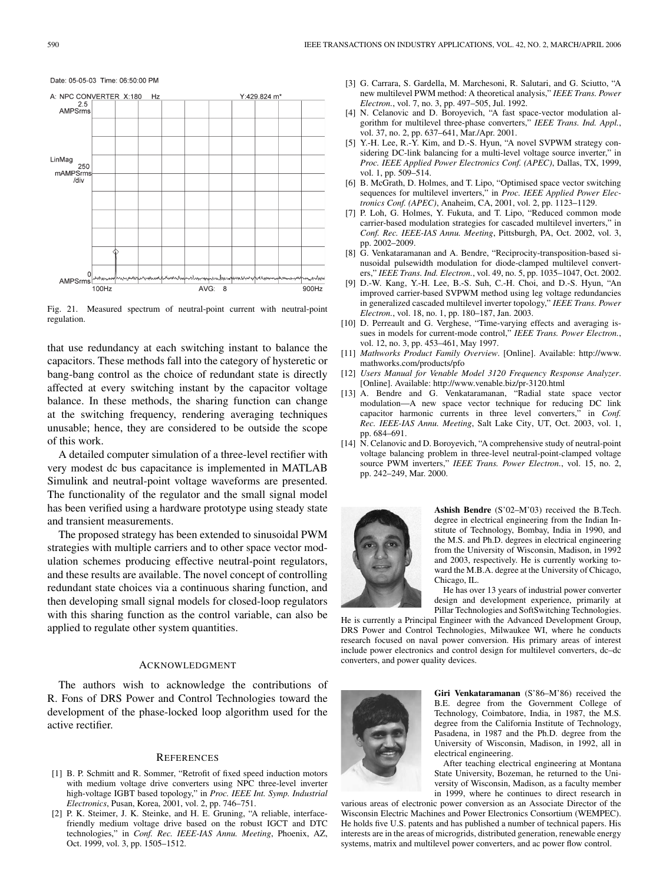Date: 05-05-03 Time: 06:50:00 PM

A: NPC CONVERTER X:180 Hz Y:429.824 m*

2.5 AMPSrms

LinMag 250 mAMPSrms /div

0 AMPSrms

100Hz AVG: 8 900Hz

Fig. 21. Measured spectrum of neutral-point current with neutral-point regulation.

that use redundancy at each switching instant to balance the capacitors. These methods fall into the category of hysteretic or bang-bang control as the choice of redundant state is directly affected at every switching instant by the capacitor voltage balance. In these methods, the sharing function can change at the switching frequency, rendering averaging techniques unusable; hence, they are considered to be outside the scope of this work.

A detailed computer simulation of a three-level rectifier with very modest dc bus capacitance is implemented in MATLAB Simulink and neutral-point voltage waveforms are presented. The functionality of the regulator and the small signal model has been verified using a hardware prototype using steady state and transient measurements.

The proposed strategy has been extended to sinusoidal PWM strategies with multiple carriers and to other space vector modulation schemes producing effective neutral-point regulators, and these results are available. The novel concept of controlling redundant state choices via a continuous sharing function, and then developing small signal models for closed-loop regulators with this sharing function as the control variable, can also be applied to regulate other system quantities.

## Acknowledgment

The authors wish to acknowledge the contributions of R. Fons of DRS Power and Control Technologies toward the development of the phase-locked loop algorithm used for the active rectifier.

## References

[1] B. P. Schmitt and R. Sommer, "Retrofit of fixed speed induction motors with medium voltage drive converters using NPC three-level inverter high-voltage IGBT based topology," in *Proc. IEEE Int. Symp. Industrial Electronics*, Pusan, Korea, 2001, vol. 2, pp. 746–751.

[2] P. K. Steimer, J. K. Steinke, and H. E. Gruning, "A reliable, interface-friendly medium voltage drive based on the robust IGCT and DTC technologies," in *Conf. Rec. IEEE-IAS Annu. Meeting*, Phoenix, AZ, Oct. 1999, vol. 3, pp. 1505–1512.

[3] G. Carrara, S. Gardella, M. Marchesoni, R. Salutari, and G. Sciutto, "A new multilevel PWM method: A theoretical analysis," *IEEE Trans. Power Electron.*, vol. 7, no. 3, pp. 497–505, Jul. 1992.

[4] N. Celanovic and D. Boroyevich, "A fast space-vector modulation algorithm for multilevel three-phase converters," *IEEE Trans. Ind. Appl.*, vol. 37, no. 2, pp. 637–641, Mar./Apr. 2001.

[5] Y.-H. Lee, R.-Y. Kim, and D.-S. Hyun, "A novel SVPWM strategy considering DC-link balancing for a multi-level voltage source inverter," in *Proc. IEEE Applied Power Electronics Conf. (APEC)*, Dallas, TX, 1999, vol. 1, pp. 509–514.

[6] B. McGrath, D. Holmes, and T. Lipo, "Optimised space vector switching sequences for multilevel inverters," in *Proc. IEEE Applied Power Electronics Conf. (APEC)*, Anaheim, CA, 2001, vol. 2, pp. 1123–1129.

[7] P. Loh, G. Holmes, Y. Fukuta, and T. Lipo, "Reduced common mode carrier-based modulation strategies for cascaded multilevel inverters," in *Conf. Rec. IEEE-IAS Annu. Meeting*, Pittsburgh, PA, Oct. 2002, vol. 3, pp. 2002–2009.

[8] G. Venkataramanan and A. Bendre, "Reciprocity-transposition-based sinusoidal pulsewidth modulation for diode-clamped multilevel converters," *IEEE Trans. Ind. Electron.*, vol. 49, no. 5, pp. 1035–1047, Oct. 2002.

[9] D.-W. Kang, Y.-H. Lee, B.-S. Suh, C.-H. Choi, and D.-S. Hyun, "An improved carrier-based SVPWM method using leg voltage redundancies in generalized cascaded multilevel inverter topology," *IEEE Trans. Power Electron.*, vol. 18, no. 1, pp. 180–187, Jan. 2003.

[10] D. Perreault and G. Verghese, "Time-varying effects and averaging issues in models for current-mode control," *IEEE Trans. Power Electron.*, vol. 12, no. 3, pp. 453–461, May 1997.

[11] *Mathworks Product Family Overview*. [Online]. Available: http://www.mathworks.com/products/pfo

[12] *Users Manual for Venable Model 3120 Frequency Response Analyzer*. [Online]. Available: http://www.venable.biz/pr-3120.html

[13] A. Bendre and G. Venkataramanan, "Radial state space vector modulation—A new space vector technique for reducing DC link capacitor harmonic currents in three level converters," in *Conf. Rec. IEEE-IAS Annu. Meeting*, Salt Lake City, UT, Oct. 2003, vol. 1, pp. 684–691.

[14] N. Celanovic and D. Boroyevich, "A comprehensive study of neutral-point voltage balancing problem in three-level neutral-point-clamped voltage source PWM inverters," *IEEE Trans. Power Electron.*, vol. 15, no. 2, pp. 242–249, Mar. 2000.

**Ashish Bendre** (S'02–M'03) received the B.Tech. degree in electrical engineering from the Indian Institute of Technology, Bombay, India in 1990, and the M.S. and Ph.D. degrees in electrical engineering from the University of Wisconsin, Madison, in 1992 and 2003, respectively. He is currently working toward the M.B.A. degree at the University of Chicago, Chicago, IL.

He has over 13 years of industrial power converter design and development experience, primarily at Pillar Technologies and SoftSwitching Technologies. He is currently a Principal Engineer with the Advanced Development Group, DRS Power and Control Technologies, Milwaukee WI, where he conducts research focused on naval power conversion. His primary areas of interest include power electronics and control design for multilevel converters, dc–dc converters, and power quality devices.

**Giri Venkataramanan** (S'86–M'86) received the B.E. degree from the Government College of Technology, Coimbatore, India, in 1987, the M.S. degree from the California Institute of Technology, Pasadena, in 1987 and the Ph.D. degree from the University of Wisconsin, Madison, in 1992, all in electrical engineering.

After teaching electrical engineering at Montana State University, Bozeman, he returned to the University of Wisconsin, Madison, as a faculty member in 1999, where he continues to direct research in various areas of electronic power conversion as an Associate Director of the Wisconsin Electric Machines and Power Electronics Consortium (WEMPEC). He holds five U.S. patents and has published a number of technical papers. His interests are in the areas of microgrids, distributed generation, renewable energy systems, matrix and multilevel power converters, and ac power flow control.